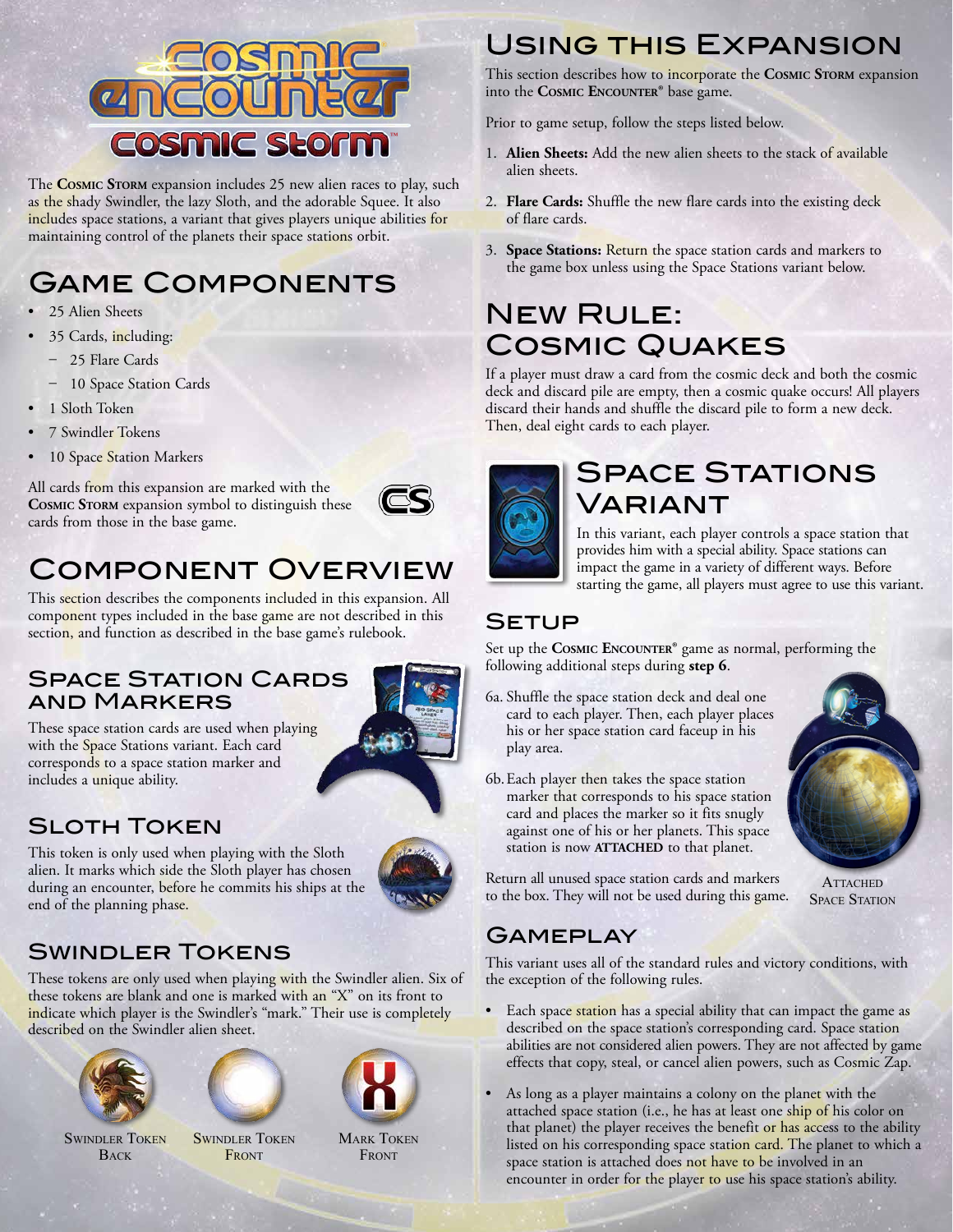# Cosmic Encounter: Cosmic Storm

The **Cosmic Storm** expansion includes 25 new alien races to play, such as the shady Swindler, the lazy Sloth, and the adorable Squee. It also includes space stations, a variant that gives players unique abilities for maintaining control of the planets their space stations orbit.

## Game Components

- 25 Alien Sheets
- 35 Cards, including:
  - 25 Flare Cards
  - 10 Space Station Cards
- 1 Sloth Token
- 7 Swindler Tokens
- 10 Space Station Markers

All cards from this expansion are marked with the **Cosmic Storm** expansion symbol to distinguish these cards from those in the base game.

## Component Overview

This section describes the components included in this expansion. All component types included in the base game are not described in this section, and function as described in the base game's rulebook.

### Space Station Cards and Markers

These space station cards are used when playing with the Space Stations variant. Each card corresponds to a space station marker and includes a unique ability.

### Sloth Token

This token is only used when playing with the Sloth alien. It marks which side the Sloth player has chosen during an encounter, before he commits his ships at the end of the planning phase.

### Swindler Tokens

These tokens are only used when playing with the Swindler alien. Six of these tokens are blank and one is marked with an "X" on its front to indicate which player is the Swindler's "mark." Their use is completely described on the Swindler alien sheet.

Swindler Token Back — Swindler Token Front — Mark Token Front

## Using this Expansion

This section describes how to incorporate the **Cosmic Storm** expansion into the **Cosmic Encounter**® base game.

Prior to game setup, follow the steps listed below.

1. **Alien Sheets:** Add the new alien sheets to the stack of available alien sheets.
2. **Flare Cards:** Shuffle the new flare cards into the existing deck of flare cards.
3. **Space Stations:** Return the space station cards and markers to the game box unless using the Space Stations variant below.

## New Rule: Cosmic Quakes

If a player must draw a card from the cosmic deck and both the cosmic deck and discard pile are empty, then a cosmic quake occurs! All players discard their hands and shuffle the discard pile to form a new deck. Then, deal eight cards to each player.

## Space Stations Variant

In this variant, each player controls a space station that provides him with a special ability. Space stations can impact the game in a variety of different ways. Before starting the game, all players must agree to use this variant.

### Setup

Set up the **Cosmic Encounter**® game as normal, performing the following additional steps during **step 6**.

6a. Shuffle the space station deck and deal one card to each player. Then, each player places his or her space station card faceup in his play area.

6b. Each player then takes the space station marker that corresponds to his space station card and places the marker so it fits snugly against one of his or her planets. This space station is now **ATTACHED** to that planet.

Return all unused space station cards and markers to the box. They will not be used during this game.

Attached Space Station

### Gameplay

This variant uses all of the standard rules and victory conditions, with the exception of the following rules.

- Each space station has a special ability that can impact the game as described on the space station's corresponding card. Space station abilities are not considered alien powers. They are not affected by game effects that copy, steal, or cancel alien powers, such as Cosmic Zap.
- As long as a player maintains a colony on the planet with the attached space station (i.e., he has at least one ship of his color on that planet) the player receives the benefit or has access to the ability listed on his corresponding space station card. The planet to which a space station is attached does not have to be involved in an encounter in order for the player to use his space station's ability.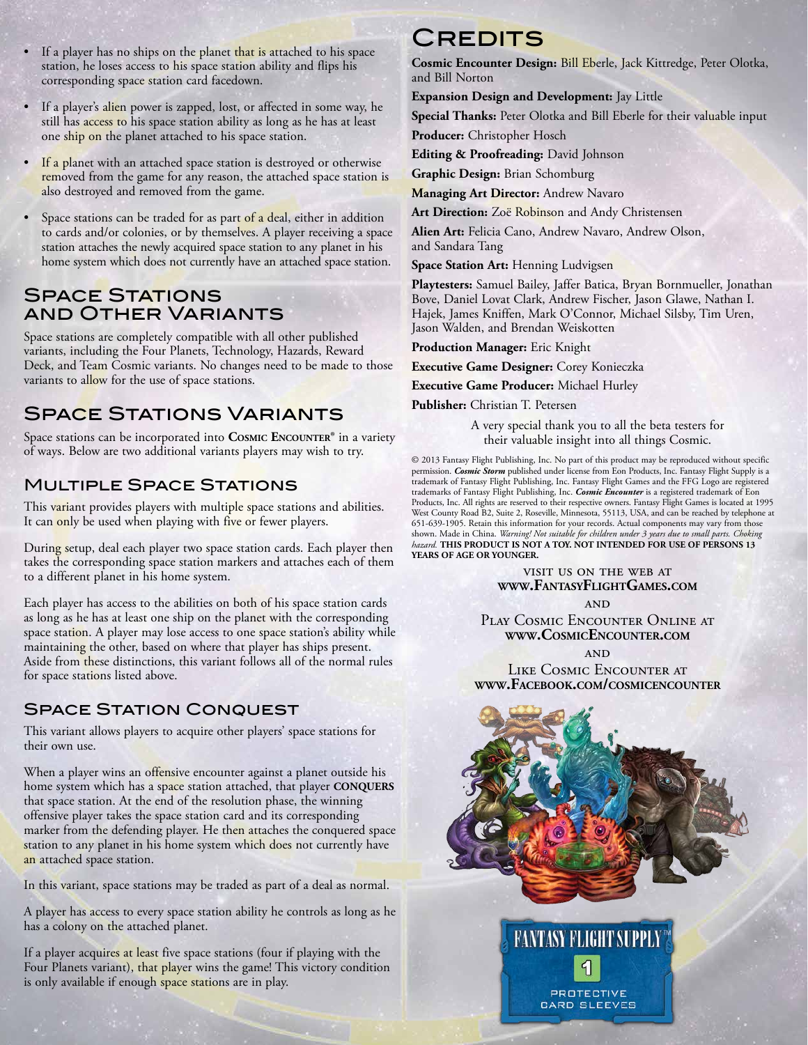- If a player has no ships on the planet that is attached to his space station, he loses access to his space station ability and flips his corresponding space station card facedown.
- If a player's alien power is zapped, lost, or affected in some way, he still has access to his space station ability as long as he has at least one ship on the planet attached to his space station.
- If a planet with an attached space station is destroyed or otherwise removed from the game for any reason, the attached space station is also destroyed and removed from the game.
- Space stations can be traded for as part of a deal, either in addition to cards and/or colonies, or by themselves. A player receiving a space station attaches the newly acquired space station to any planet in his home system which does not currently have an attached space station.

## Space Stations and Other Variants

Space stations are completely compatible with all other published variants, including the Four Planets, Technology, Hazards, Reward Deck, and Team Cosmic variants. No changes need to be made to those variants to allow for the use of space stations.

## Space Stations Variants

Space stations can be incorporated into **Cosmic Encounter**® in a variety of ways. Below are two additional variants players may wish to try.

### Multiple Space Stations

This variant provides players with multiple space stations and abilities. It can only be used when playing with five or fewer players.

During setup, deal each player two space station cards. Each player then takes the corresponding space station markers and attaches each of them to a different planet in his home system.

Each player has access to the abilities on both of his space station cards as long as he has at least one ship on the planet with the corresponding space station. A player may lose access to one space station's ability while maintaining the other, based on where that player has ships present. Aside from these distinctions, this variant follows all of the normal rules for space stations listed above.

### Space Station Conquest

This variant allows players to acquire other players' space stations for their own use.

When a player wins an offensive encounter against a planet outside his home system which has a space station attached, that player **CONQUERS** that space station. At the end of the resolution phase, the winning offensive player takes the space station card and its corresponding marker from the defending player. He then attaches the conquered space station to any planet in his home system which does not currently have an attached space station.

In this variant, space stations may be traded as part of a deal as normal.

A player has access to every space station ability he controls as long as he has a colony on the attached planet.

If a player acquires at least five space stations (four if playing with the Four Planets variant), that player wins the game! This victory condition is only available if enough space stations are in play.

# Credits

**Cosmic Encounter Design:** Bill Eberle, Jack Kittredge, Peter Olotka, and Bill Norton

**Expansion Design and Development:** Jay Little

**Special Thanks:** Peter Olotka and Bill Eberle for their valuable input

**Producer:** Christopher Hosch

**Editing & Proofreading:** David Johnson

**Graphic Design:** Brian Schomburg

**Managing Art Director:** Andrew Navaro

**Art Direction:** Zoë Robinson and Andy Christensen

**Alien Art:** Felicia Cano, Andrew Navaro, Andrew Olson, and Sandara Tang

**Space Station Art:** Henning Ludvigsen

**Playtesters:** Samuel Bailey, Jaffer Batica, Bryan Bornmueller, Jonathan Bove, Daniel Lovat Clark, Andrew Fischer, Jason Glawe, Nathan I. Hajek, James Kniffen, Mark O'Connor, Michael Silsby, Tim Uren, Jason Walden, and Brendan Weiskotten

**Production Manager:** Eric Knight

**Executive Game Designer:** Corey Konieczka

**Executive Game Producer:** Michael Hurley

**Publisher:** Christian T. Petersen

A very special thank you to all the beta testers for their valuable insight into all things Cosmic.

© 2013 Fantasy Flight Publishing, Inc. No part of this product may be reproduced without specific permission. ***Cosmic Storm*** published under license from Eon Products, Inc. Fantasy Flight Supply is a trademark of Fantasy Flight Publishing, Inc. Fantasy Flight Games and the FFG Logo are registered trademarks of Fantasy Flight Publishing, Inc. ***Cosmic Encounter*** is a registered trademark of Eon Products, Inc. All rights are reserved to their respective owners. Fantasy Flight Games is located at 1995 West County Road B2, Suite 2, Roseville, Minnesota, 55113, USA, and can be reached by telephone at 651-639-1905. Retain this information for your records. Actual components may vary from those shown. Made in China. *Warning! Not suitable for children under 3 years due to small parts. Choking hazard.* **THIS PRODUCT IS NOT A TOY. NOT INTENDED FOR USE OF PERSONS 13 YEARS OF AGE OR YOUNGER.**

Visit us on the web at
**www.FantasyFlightGames.com**

and

Play Cosmic Encounter Online at
**www.CosmicEncounter.com**

and

Like Cosmic Encounter at
**www.Facebook.com/cosmicencounter**

FANTASY FLIGHT SUPPLY™
1
PROTECTIVE CARD SLEEVES